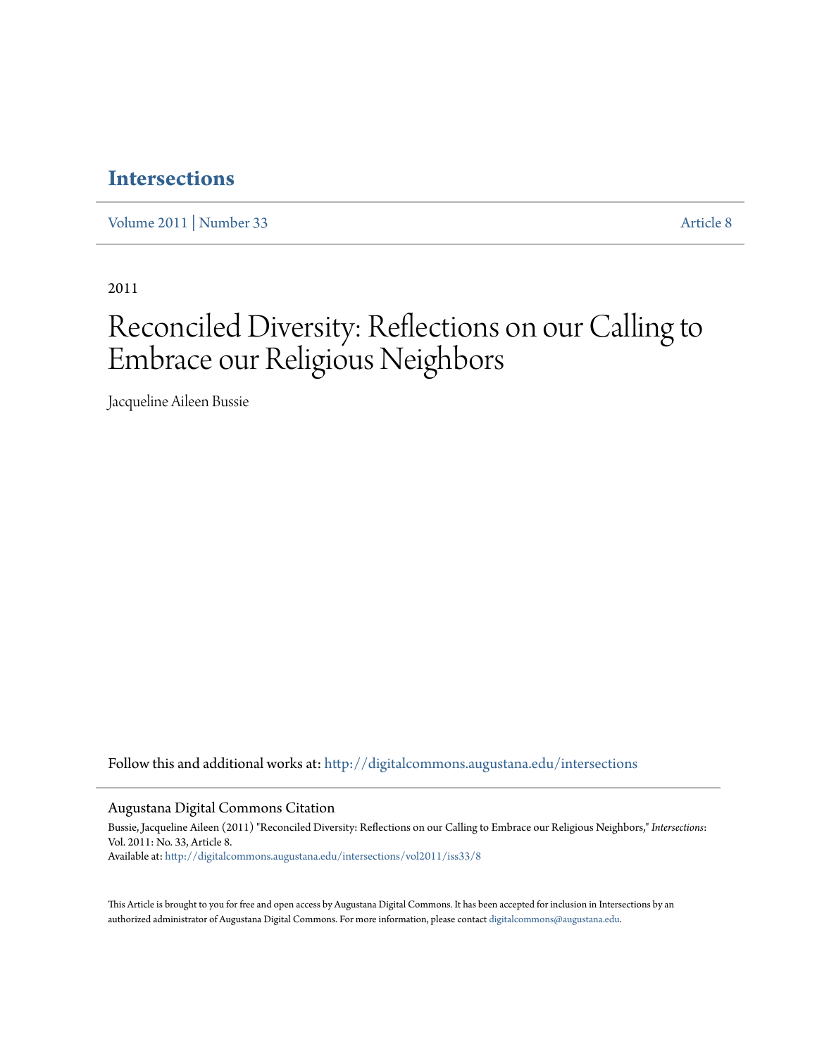# Intersections

Volume 2011 | Number 33 Article 8

2011

# Reconciled Diversity: Reflections on our Calling to Embrace our Religious Neighbors

Jacqueline Aileen Bussie

Follow this and additional works at: http://digitalcommons.augustana.edu/intersections

## Augustana Digital Commons Citation

Bussie, Jacqueline Aileen (2011) "Reconciled Diversity: Reflections on our Calling to Embrace our Religious Neighbors," *Intersections*: Vol. 2011: No. 33, Article 8.
Available at: http://digitalcommons.augustana.edu/intersections/vol2011/iss33/8

This Article is brought to you for free and open access by Augustana Digital Commons. It has been accepted for inclusion in Intersections by an authorized administrator of Augustana Digital Commons. For more information, please contact digitalcommons@augustana.edu.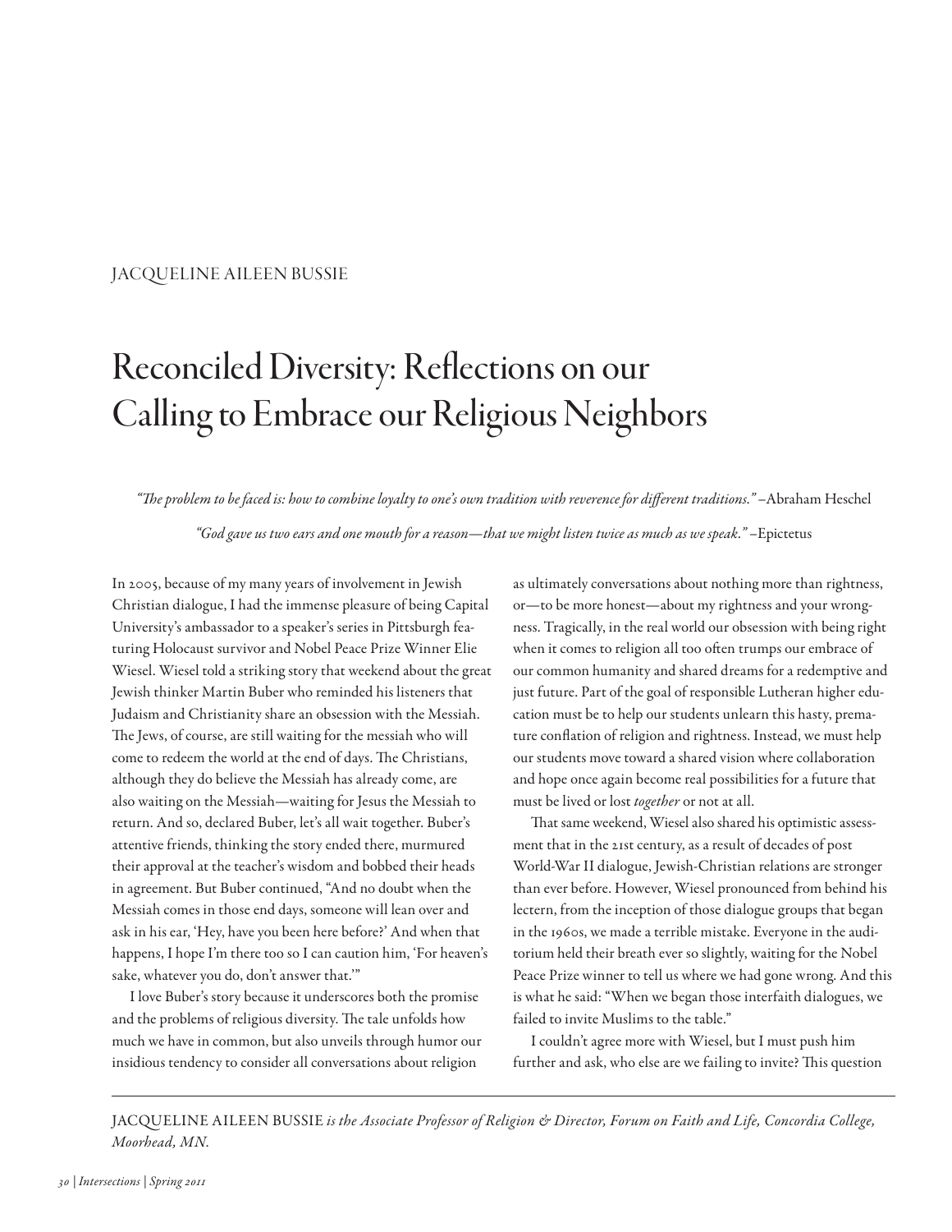JACQUELINE AILEEN BUSSIE

# Reconciled Diversity: Reflections on our Calling to Embrace our Religious Neighbors

*"The problem to be faced is: how to combine loyalty to one's own tradition with reverence for different traditions."* –Abraham Heschel

*"God gave us two ears and one mouth for a reason—that we might listen twice as much as we speak."* –Epictetus

In 2005, because of my many years of involvement in Jewish Christian dialogue, I had the immense pleasure of being Capital University's ambassador to a speaker's series in Pittsburgh featuring Holocaust survivor and Nobel Peace Prize Winner Elie Wiesel. Wiesel told a striking story that weekend about the great Jewish thinker Martin Buber who reminded his listeners that Judaism and Christianity share an obsession with the Messiah. The Jews, of course, are still waiting for the messiah who will come to redeem the world at the end of days. The Christians, although they do believe the Messiah has already come, are also waiting on the Messiah—waiting for Jesus the Messiah to return. And so, declared Buber, let's all wait together. Buber's attentive friends, thinking the story ended there, murmured their approval at the teacher's wisdom and bobbed their heads in agreement. But Buber continued, "And no doubt when the Messiah comes in those end days, someone will lean over and ask in his ear, 'Hey, have you been here before?' And when that happens, I hope I'm there too so I can caution him, 'For heaven's sake, whatever you do, don't answer that.'"

I love Buber's story because it underscores both the promise and the problems of religious diversity. The tale unfolds how much we have in common, but also unveils through humor our insidious tendency to consider all conversations about religion as ultimately conversations about nothing more than rightness, or—to be more honest—about my rightness and your wrongness. Tragically, in the real world our obsession with being right when it comes to religion all too often trumps our embrace of our common humanity and shared dreams for a redemptive and just future. Part of the goal of responsible Lutheran higher education must be to help our students unlearn this hasty, premature conflation of religion and rightness. Instead, we must help our students move toward a shared vision where collaboration and hope once again become real possibilities for a future that must be lived or lost *together* or not at all.

That same weekend, Wiesel also shared his optimistic assessment that in the 21st century, as a result of decades of post World-War II dialogue, Jewish-Christian relations are stronger than ever before. However, Wiesel pronounced from behind his lectern, from the inception of those dialogue groups that began in the 1960s, we made a terrible mistake. Everyone in the auditorium held their breath ever so slightly, waiting for the Nobel Peace Prize winner to tell us where we had gone wrong. And this is what he said: "When we began those interfaith dialogues, we failed to invite Muslims to the table."

I couldn't agree more with Wiesel, but I must push him further and ask, who else are we failing to invite? This question

---

JACQUELINE AILEEN BUSSIE *is the Associate Professor of Religion & Director, Forum on Faith and Life, Concordia College, Moorhead, MN.*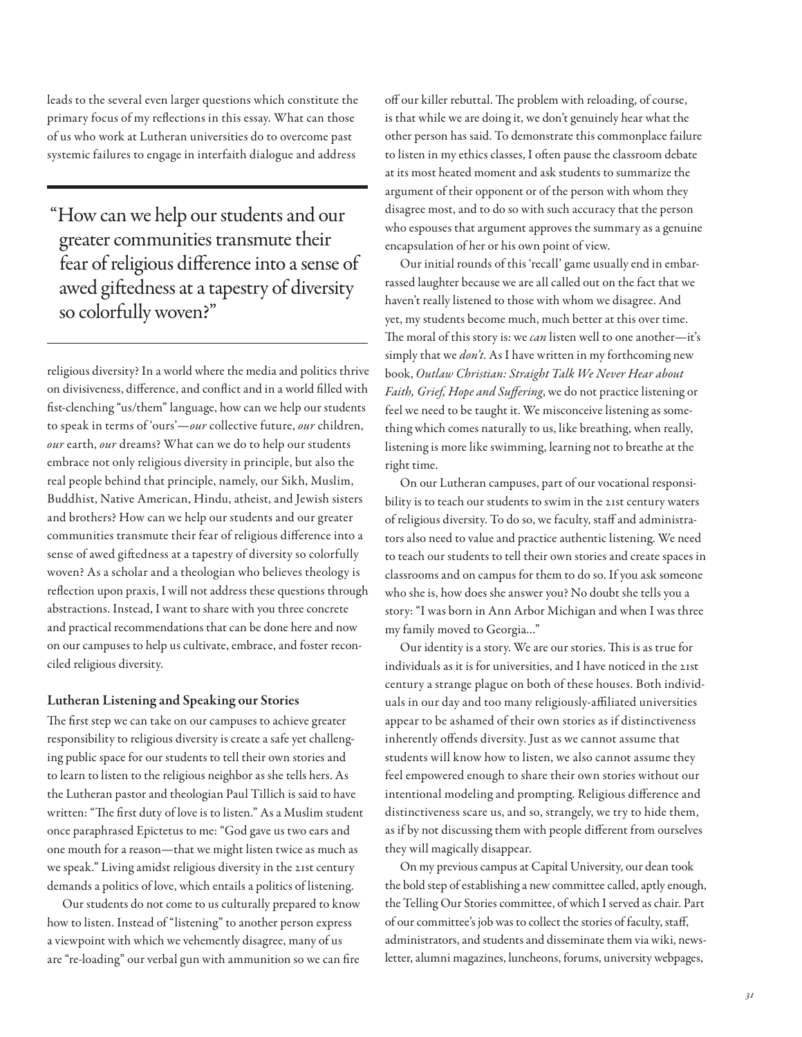leads to the several even larger questions which constitute the primary focus of my reflections in this essay. What can those of us who work at Lutheran universities do to overcome past systemic failures to engage in interfaith dialogue and address

> "How can we help our students and our greater communities transmute their fear of religious difference into a sense of awed giftedness at a tapestry of diversity so colorfully woven?"

religious diversity? In a world where the media and politics thrive on divisiveness, difference, and conflict and in a world filled with fist-clenching "us/them" language, how can we help our students to speak in terms of 'ours'—*our* collective future, *our* children, *our* earth, *our* dreams? What can we do to help our students embrace not only religious diversity in principle, but also the real people behind that principle, namely, our Sikh, Muslim, Buddhist, Native American, Hindu, atheist, and Jewish sisters and brothers? How can we help our students and our greater communities transmute their fear of religious difference into a sense of awed giftedness at a tapestry of diversity so colorfully woven? As a scholar and a theologian who believes theology is reflection upon praxis, I will not address these questions through abstractions. Instead, I want to share with you three concrete and practical recommendations that can be done here and now on our campuses to help us cultivate, embrace, and foster reconciled religious diversity.

### Lutheran Listening and Speaking our Stories

The first step we can take on our campuses to achieve greater responsibility to religious diversity is create a safe yet challenging public space for our students to tell their own stories and to learn to listen to the religious neighbor as she tells hers. As the Lutheran pastor and theologian Paul Tillich is said to have written: "The first duty of love is to listen." As a Muslim student once paraphrased Epictetus to me: "God gave us two ears and one mouth for a reason—that we might listen twice as much as we speak." Living amidst religious diversity in the 21st century demands a politics of love, which entails a politics of listening.

Our students do not come to us culturally prepared to know how to listen. Instead of "listening" to another person express a viewpoint with which we vehemently disagree, many of us are "re-loading" our verbal gun with ammunition so we can fire off our killer rebuttal. The problem with reloading, of course, is that while we are doing it, we don't genuinely hear what the other person has said. To demonstrate this commonplace failure to listen in my ethics classes, I often pause the classroom debate at its most heated moment and ask students to summarize the argument of their opponent or of the person with whom they disagree most, and to do so with such accuracy that the person who espouses that argument approves the summary as a genuine encapsulation of her or his own point of view.

Our initial rounds of this 'recall' game usually end in embarrassed laughter because we are all called out on the fact that we haven't really listened to those with whom we disagree. And yet, my students become much, much better at this over time. The moral of this story is: we *can* listen well to one another—it's simply that we *don't*. As I have written in my forthcoming new book, *Outlaw Christian: Straight Talk We Never Hear about Faith, Grief, Hope and Suffering*, we do not practice listening or feel we need to be taught it. We misconceive listening as something which comes naturally to us, like breathing, when really, listening is more like swimming, learning not to breathe at the right time.

On our Lutheran campuses, part of our vocational responsibility is to teach our students to swim in the 21st century waters of religious diversity. To do so, we faculty, staff and administrators also need to value and practice authentic listening. We need to teach our students to tell their own stories and create spaces in classrooms and on campus for them to do so. If you ask someone who she is, how does she answer you? No doubt she tells you a story: "I was born in Ann Arbor Michigan and when I was three my family moved to Georgia..."

Our identity is a story. We are our stories. This is as true for individuals as it is for universities, and I have noticed in the 21st century a strange plague on both of these houses. Both individuals in our day and too many religiously-affiliated universities appear to be ashamed of their own stories as if distinctiveness inherently offends diversity. Just as we cannot assume that students will know how to listen, we also cannot assume they feel empowered enough to share their own stories without our intentional modeling and prompting. Religious difference and distinctiveness scare us, and so, strangely, we try to hide them, as if by not discussing them with people different from ourselves they will magically disappear.

On my previous campus at Capital University, our dean took the bold step of establishing a new committee called, aptly enough, the Telling Our Stories committee, of which I served as chair. Part of our committee's job was to collect the stories of faculty, staff, administrators, and students and disseminate them via wiki, newsletter, alumni magazines, luncheons, forums, university webpages,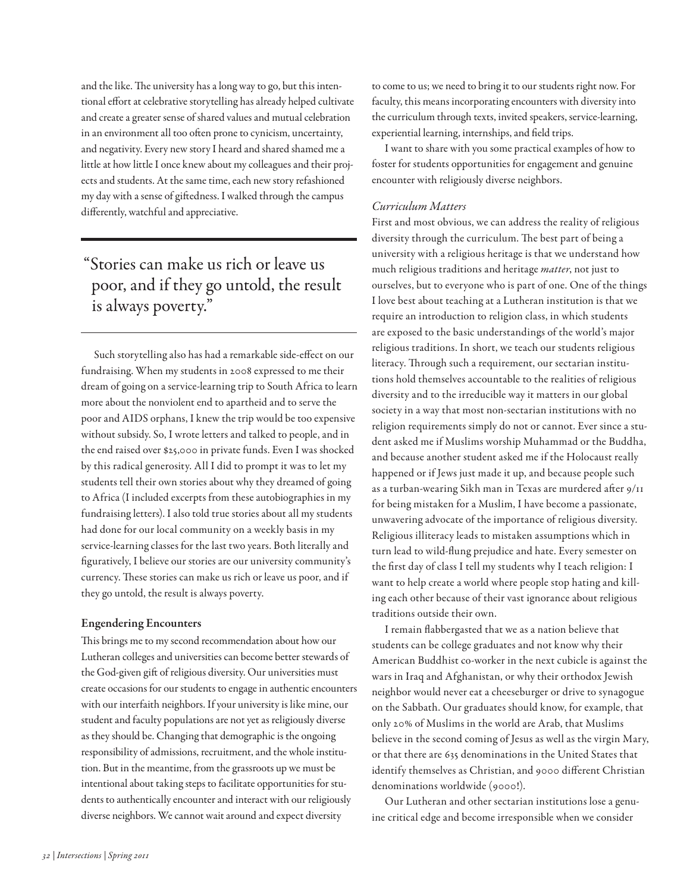and the like. The university has a long way to go, but this intentional effort at celebrative storytelling has already helped cultivate and create a greater sense of shared values and mutual celebration in an environment all too often prone to cynicism, uncertainty, and negativity. Every new story I heard and shared shamed me a little at how little I once knew about my colleagues and their projects and students. At the same time, each new story refashioned my day with a sense of giftedness. I walked through the campus differently, watchful and appreciative.

> "Stories can make us rich or leave us poor, and if they go untold, the result is always poverty."

Such storytelling also has had a remarkable side-effect on our fundraising. When my students in 2008 expressed to me their dream of going on a service-learning trip to South Africa to learn more about the nonviolent end to apartheid and to serve the poor and AIDS orphans, I knew the trip would be too expensive without subsidy. So, I wrote letters and talked to people, and in the end raised over $25,000 in private funds. Even I was shocked by this radical generosity. All I did to prompt it was to let my students tell their own stories about why they dreamed of going to Africa (I included excerpts from these autobiographies in my fundraising letters). I also told true stories about all my students had done for our local community on a weekly basis in my service-learning classes for the last two years. Both literally and figuratively, I believe our stories are our university community's currency. These stories can make us rich or leave us poor, and if they go untold, the result is always poverty.

### Engendering Encounters

This brings me to my second recommendation about how our Lutheran colleges and universities can become better stewards of the God-given gift of religious diversity. Our universities must create occasions for our students to engage in authentic encounters with our interfaith neighbors. If your university is like mine, our student and faculty populations are not yet as religiously diverse as they should be. Changing that demographic is the ongoing responsibility of admissions, recruitment, and the whole institution. But in the meantime, from the grassroots up we must be intentional about taking steps to facilitate opportunities for students to authentically encounter and interact with our religiously diverse neighbors. We cannot wait around and expect diversity to come to us; we need to bring it to our students right now. For faculty, this means incorporating encounters with diversity into the curriculum through texts, invited speakers, service-learning, experiential learning, internships, and field trips.

I want to share with you some practical examples of how to foster for students opportunities for engagement and genuine encounter with religiously diverse neighbors.

#### *Curriculum Matters*

First and most obvious, we can address the reality of religious diversity through the curriculum. The best part of being a university with a religious heritage is that we understand how much religious traditions and heritage *matter*, not just to ourselves, but to everyone who is part of one. One of the things I love best about teaching at a Lutheran institution is that we require an introduction to religion class, in which students are exposed to the basic understandings of the world's major religious traditions. In short, we teach our students religious literacy. Through such a requirement, our sectarian institutions hold themselves accountable to the realities of religious diversity and to the irreducible way it matters in our global society in a way that most non-sectarian institutions with no religion requirements simply do not or cannot. Ever since a student asked me if Muslims worship Muhammad or the Buddha, and because another student asked me if the Holocaust really happened or if Jews just made it up, and because people such as a turban-wearing Sikh man in Texas are murdered after 9/11 for being mistaken for a Muslim, I have become a passionate, unwavering advocate of the importance of religious diversity. Religious illiteracy leads to mistaken assumptions which in turn lead to wild-flung prejudice and hate. Every semester on the first day of class I tell my students why I teach religion: I want to help create a world where people stop hating and killing each other because of their vast ignorance about religious traditions outside their own.

I remain flabbergasted that we as a nation believe that students can be college graduates and not know why their American Buddhist co-worker in the next cubicle is against the wars in Iraq and Afghanistan, or why their orthodox Jewish neighbor would never eat a cheeseburger or drive to synagogue on the Sabbath. Our graduates should know, for example, that only 20% of Muslims in the world are Arab, that Muslims believe in the second coming of Jesus as well as the virgin Mary, or that there are 635 denominations in the United States that identify themselves as Christian, and 9000 different Christian denominations worldwide (9000!).

Our Lutheran and other sectarian institutions lose a genuine critical edge and become irresponsible when we consider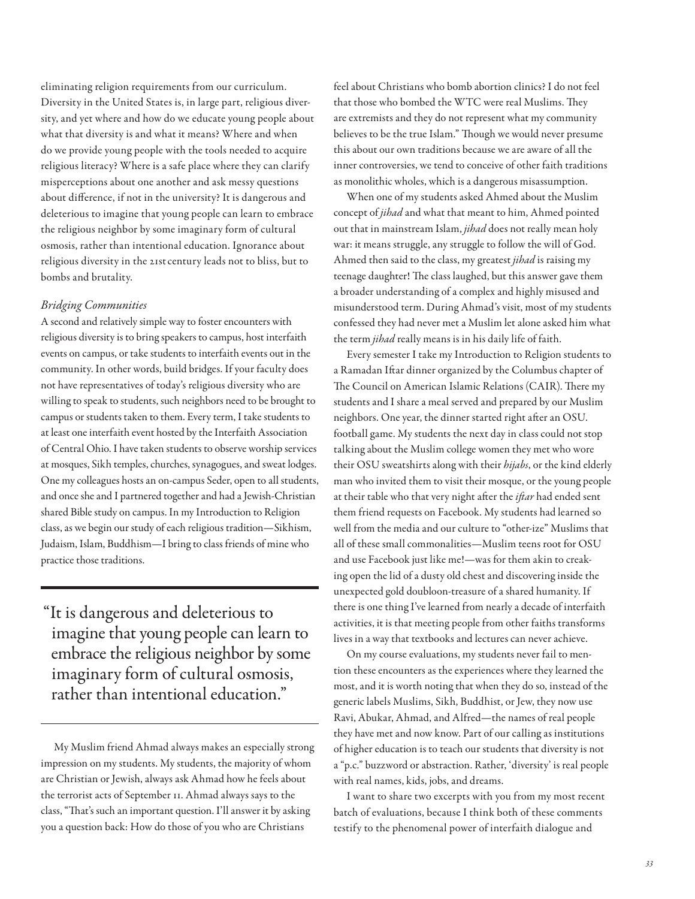eliminating religion requirements from our curriculum. Diversity in the United States is, in large part, religious diversity, and yet where and how do we educate young people about what that diversity is and what it means? Where and when do we provide young people with the tools needed to acquire religious literacy? Where is a safe place where they can clarify misperceptions about one another and ask messy questions about difference, if not in the university? It is dangerous and deleterious to imagine that young people can learn to embrace the religious neighbor by some imaginary form of cultural osmosis, rather than intentional education. Ignorance about religious diversity in the 21st century leads not to bliss, but to bombs and brutality.

*Bridging Communities*

A second and relatively simple way to foster encounters with religious diversity is to bring speakers to campus, host interfaith events on campus, or take students to interfaith events out in the community. In other words, build bridges. If your faculty does not have representatives of today's religious diversity who are willing to speak to students, such neighbors need to be brought to campus or students taken to them. Every term, I take students to at least one interfaith event hosted by the Interfaith Association of Central Ohio. I have taken students to observe worship services at mosques, Sikh temples, churches, synagogues, and sweat lodges. One my colleagues hosts an on-campus Seder, open to all students, and once she and I partnered together and had a Jewish-Christian shared Bible study on campus. In my Introduction to Religion class, as we begin our study of each religious tradition—Sikhism, Judaism, Islam, Buddhism—I bring to class friends of mine who practice those traditions.

> "It is dangerous and deleterious to imagine that young people can learn to embrace the religious neighbor by some imaginary form of cultural osmosis, rather than intentional education."

My Muslim friend Ahmad always makes an especially strong impression on my students. My students, the majority of whom are Christian or Jewish, always ask Ahmad how he feels about the terrorist acts of September 11. Ahmad always says to the class, "That's such an important question. I'll answer it by asking you a question back: How do those of you who are Christians feel about Christians who bomb abortion clinics? I do not feel that those who bombed the WTC were real Muslims. They are extremists and they do not represent what my community believes to be the true Islam." Though we would never presume this about our own traditions because we are aware of all the inner controversies, we tend to conceive of other faith traditions as monolithic wholes, which is a dangerous misassumption.

When one of my students asked Ahmed about the Muslim concept of *jihad* and what that meant to him, Ahmed pointed out that in mainstream Islam, *jihad* does not really mean holy war: it means struggle, any struggle to follow the will of God. Ahmed then said to the class, my greatest *jihad* is raising my teenage daughter! The class laughed, but this answer gave them a broader understanding of a complex and highly misused and misunderstood term. During Ahmad's visit, most of my students confessed they had never met a Muslim let alone asked him what the term *jihad* really means is in his daily life of faith.

Every semester I take my Introduction to Religion students to a Ramadan Iftar dinner organized by the Columbus chapter of The Council on American Islamic Relations (CAIR). There my students and I share a meal served and prepared by our Muslim neighbors. One year, the dinner started right after an OSU football game. My students the next day in class could not stop talking about the Muslim college women they met who wore their OSU sweatshirts along with their *hijabs*, or the kind elderly man who invited them to visit their mosque, or the young people at their table who that very night after the *iftar* had ended sent them friend requests on Facebook. My students had learned so well from the media and our culture to "other-ize" Muslims that all of these small commonalities—Muslim teens root for OSU and use Facebook just like me!—was for them akin to creaking open the lid of a dusty old chest and discovering inside the unexpected gold doubloon-treasure of a shared humanity. If there is one thing I've learned from nearly a decade of interfaith activities, it is that meeting people from other faiths transforms lives in a way that textbooks and lectures can never achieve.

On my course evaluations, my students never fail to mention these encounters as the experiences where they learned the most, and it is worth noting that when they do so, instead of the generic labels Muslims, Sikh, Buddhist, or Jew, they now use Ravi, Abukar, Ahmad, and Alfred—the names of real people they have met and now know. Part of our calling as institutions of higher education is to teach our students that diversity is not a "p.c." buzzword or abstraction. Rather, 'diversity' is real people with real names, kids, jobs, and dreams.

I want to share two excerpts with you from my most recent batch of evaluations, because I think both of these comments testify to the phenomenal power of interfaith dialogue and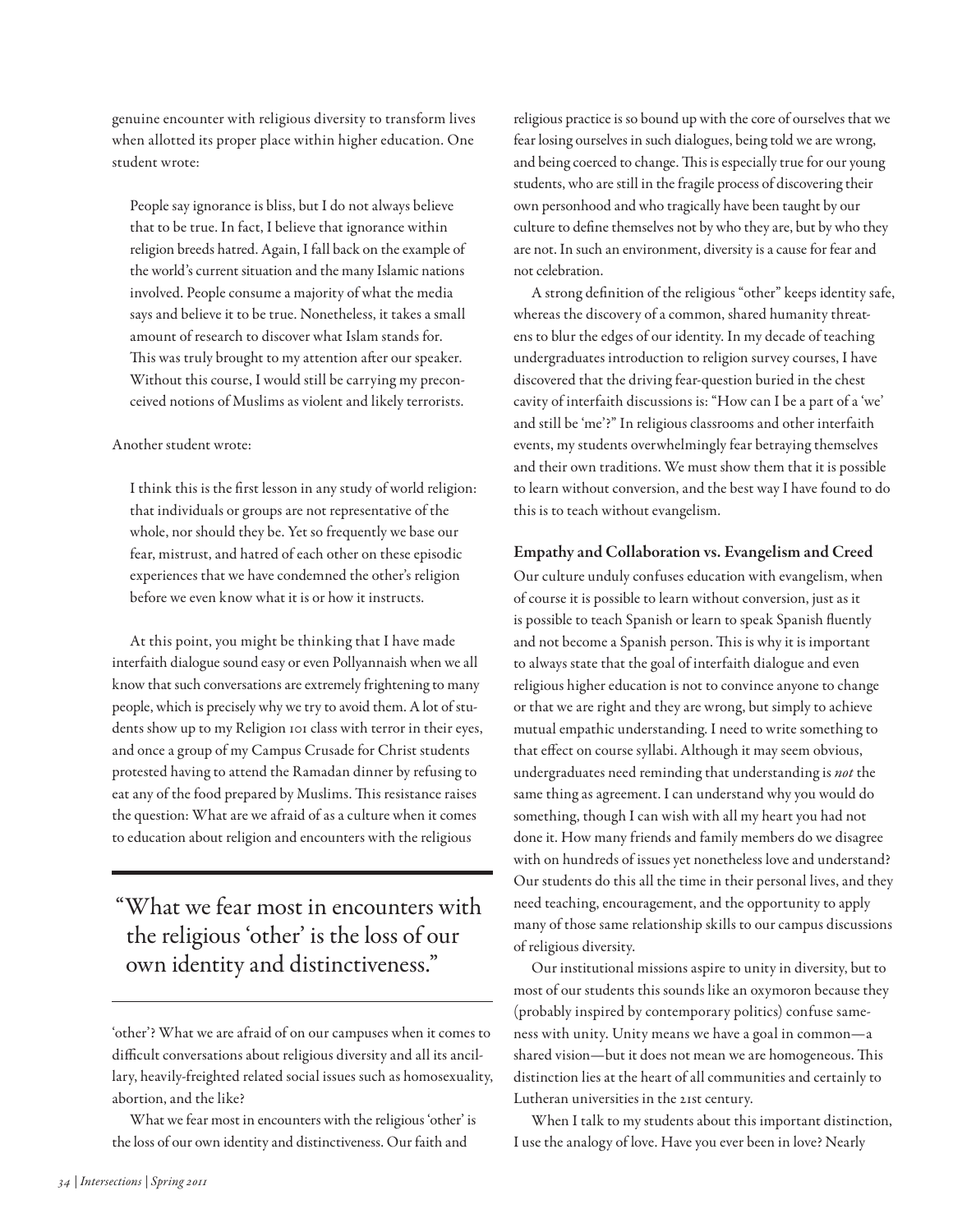genuine encounter with religious diversity to transform lives when allotted its proper place within higher education. One student wrote:

> People say ignorance is bliss, but I do not always believe that to be true. In fact, I believe that ignorance within religion breeds hatred. Again, I fall back on the example of the world's current situation and the many Islamic nations involved. People consume a majority of what the media says and believe it to be true. Nonetheless, it takes a small amount of research to discover what Islam stands for. This was truly brought to my attention after our speaker. Without this course, I would still be carrying my preconceived notions of Muslims as violent and likely terrorists.

Another student wrote:

> I think this is the first lesson in any study of world religion: that individuals or groups are not representative of the whole, nor should they be. Yet so frequently we base our fear, mistrust, and hatred of each other on these episodic experiences that we have condemned the other's religion before we even know what it is or how it instructs.

At this point, you might be thinking that I have made interfaith dialogue sound easy or even Pollyannaish when we all know that such conversations are extremely frightening to many people, which is precisely why we try to avoid them. A lot of students show up to my Religion 101 class with terror in their eyes, and once a group of my Campus Crusade for Christ students protested having to attend the Ramadan dinner by refusing to eat any of the food prepared by Muslims. This resistance raises the question: What are we afraid of as a culture when it comes to education about religion and encounters with the religious 'other'? What we are afraid of on our campuses when it comes to difficult conversations about religious diversity and all its ancillary, heavily-freighted related social issues such as homosexuality, abortion, and the like?

> "What we fear most in encounters with the religious 'other' is the loss of our own identity and distinctiveness."

What we fear most in encounters with the religious 'other' is the loss of our own identity and distinctiveness. Our faith and religious practice is so bound up with the core of ourselves that we fear losing ourselves in such dialogues, being told we are wrong, and being coerced to change. This is especially true for our young students, who are still in the fragile process of discovering their own personhood and who tragically have been taught by our culture to define themselves not by who they are, but by who they are not. In such an environment, diversity is a cause for fear and not celebration.

A strong definition of the religious "other" keeps identity safe, whereas the discovery of a common, shared humanity threatens to blur the edges of our identity. In my decade of teaching undergraduates introduction to religion survey courses, I have discovered that the driving fear-question buried in the chest cavity of interfaith discussions is: "How can I be a part of a 'we' and still be 'me'?" In religious classrooms and other interfaith events, my students overwhelmingly fear betraying themselves and their own traditions. We must show them that it is possible to learn without conversion, and the best way I have found to do this is to teach without evangelism.

## Empathy and Collaboration vs. Evangelism and Creed

Our culture unduly confuses education with evangelism, when of course it is possible to learn without conversion, just as it is possible to teach Spanish or learn to speak Spanish fluently and not become a Spanish person. This is why it is important to always state that the goal of interfaith dialogue and even religious higher education is not to convince anyone to change or that we are right and they are wrong, but simply to achieve mutual empathic understanding. I need to write something to that effect on course syllabi. Although it may seem obvious, undergraduates need reminding that understanding is *not* the same thing as agreement. I can understand why you would do something, though I can wish with all my heart you had not done it. How many friends and family members do we disagree with on hundreds of issues yet nonetheless love and understand? Our students do this all the time in their personal lives, and they need teaching, encouragement, and the opportunity to apply many of those same relationship skills to our campus discussions of religious diversity.

Our institutional missions aspire to unity in diversity, but to most of our students this sounds like an oxymoron because they (probably inspired by contemporary politics) confuse sameness with unity. Unity means we have a goal in common—a shared vision—but it does not mean we are homogeneous. This distinction lies at the heart of all communities and certainly to Lutheran universities in the 21st century.

When I talk to my students about this important distinction, I use the analogy of love. Have you ever been in love? Nearly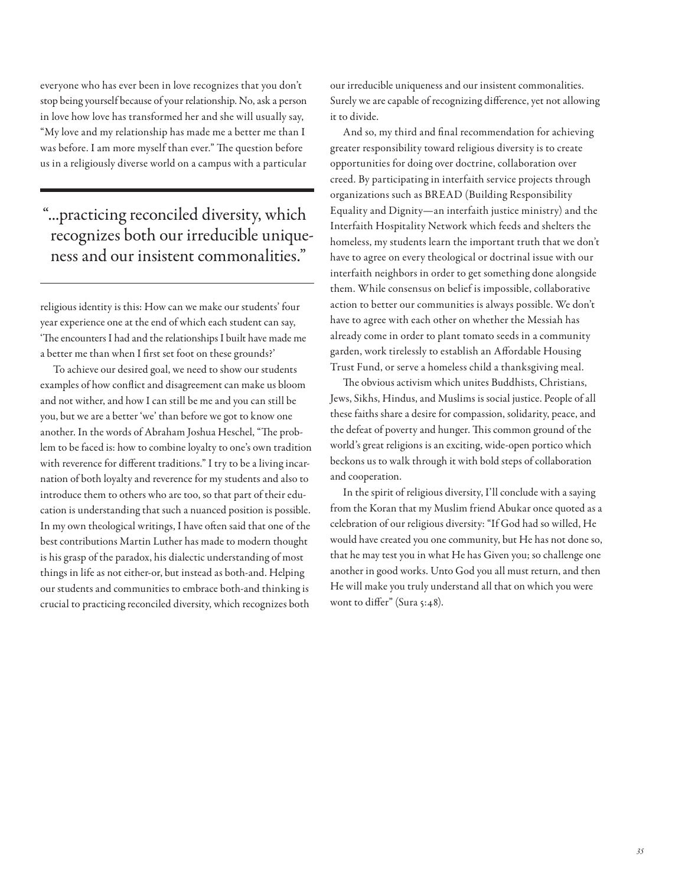everyone who has ever been in love recognizes that you don't stop being yourself because of your relationship. No, ask a person in love how love has transformed her and she will usually say, "My love and my relationship has made me a better me than I was before. I am more myself than ever." The question before us in a religiously diverse world on a campus with a particular religious identity is this: How can we make our students' four year experience one at the end of which each student can say, 'The encounters I had and the relationships I built have made me a better me than when I first set foot on these grounds?'

> "...practicing reconciled diversity, which recognizes both our irreducible uniqueness and our insistent commonalities."

To achieve our desired goal, we need to show our students examples of how conflict and disagreement can make us bloom and not wither, and how I can still be me and you can still be you, but we are a better 'we' than before we got to know one another. In the words of Abraham Joshua Heschel, "The problem to be faced is: how to combine loyalty to one's own tradition with reverence for different traditions." I try to be a living incarnation of both loyalty and reverence for my students and also to introduce them to others who are too, so that part of their education is understanding that such a nuanced position is possible. In my own theological writings, I have often said that one of the best contributions Martin Luther has made to modern thought is his grasp of the paradox, his dialectic understanding of most things in life as not either-or, but instead as both-and. Helping our students and communities to embrace both-and thinking is crucial to practicing reconciled diversity, which recognizes both our irreducible uniqueness and our insistent commonalities. Surely we are capable of recognizing difference, yet not allowing it to divide.

And so, my third and final recommendation for achieving greater responsibility toward religious diversity is to create opportunities for doing over doctrine, collaboration over creed. By participating in interfaith service projects through organizations such as BREAD (Building Responsibility Equality and Dignity—an interfaith justice ministry) and the Interfaith Hospitality Network which feeds and shelters the homeless, my students learn the important truth that we don't have to agree on every theological or doctrinal issue with our interfaith neighbors in order to get something done alongside them. While consensus on belief is impossible, collaborative action to better our communities is always possible. We don't have to agree with each other on whether the Messiah has already come in order to plant tomato seeds in a community garden, work tirelessly to establish an Affordable Housing Trust Fund, or serve a homeless child a thanksgiving meal.

The obvious activism which unites Buddhists, Christians, Jews, Sikhs, Hindus, and Muslims is social justice. People of all these faiths share a desire for compassion, solidarity, peace, and the defeat of poverty and hunger. This common ground of the world's great religions is an exciting, wide-open portico which beckons us to walk through it with bold steps of collaboration and cooperation.

In the spirit of religious diversity, I'll conclude with a saying from the Koran that my Muslim friend Abukar once quoted as a celebration of our religious diversity: "If God had so willed, He would have created you one community, but He has not done so, that he may test you in what He has Given you; so challenge one another in good works. Unto God you all must return, and then He will make you truly understand all that on which you were wont to differ" (Sura 5:48).